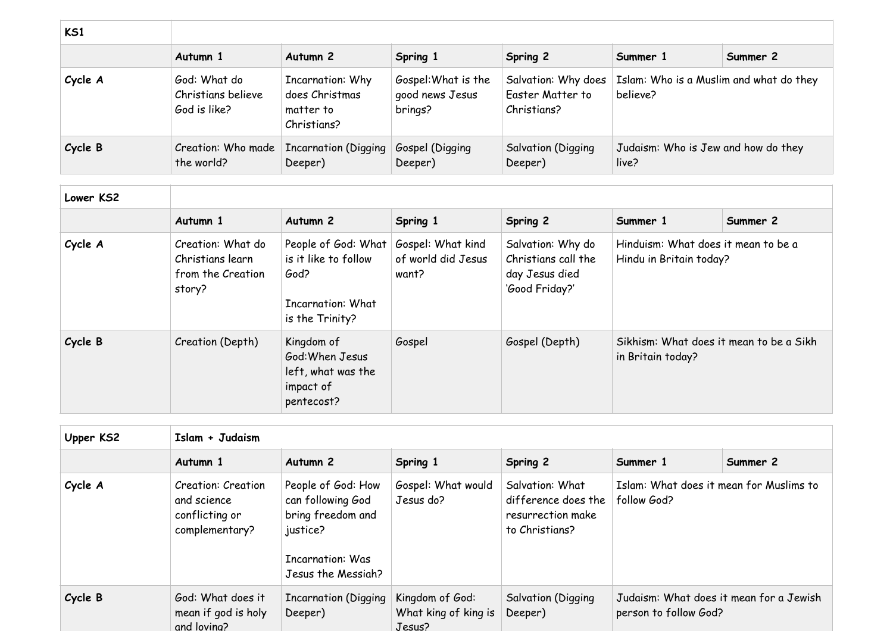| KS1 | | | | | | |
|---|---|---|---|---|---|---|
| | **Autumn 1** | **Autumn 2** | **Spring 1** | **Spring 2** | **Summer 1** | **Summer 2** |
| **Cycle A** | God: What do Christians believe God is like? | Incarnation: Why does Christmas matter to Christians? | Gospel:What is the good news Jesus brings? | Salvation: Why does Easter Matter to Christians? | Islam: Who is a Muslim and what do they believe? | |
| **Cycle B** | Creation: Who made the world? | Incarnation (Digging Deeper) | Gospel (Digging Deeper) | Salvation (Digging Deeper) | Judaism: Who is Jew and how do they live? | |

| Lower KS2 | | | | | | |
|---|---|---|---|---|---|---|
| | **Autumn 1** | **Autumn 2** | **Spring 1** | **Spring 2** | **Summer 1** | **Summer 2** |
| **Cycle A** | Creation: What do Christians learn from the Creation story? | People of God: What is it like to follow God?<br><br>Incarnation: What is the Trinity? | Gospel: What kind of world did Jesus want? | Salvation: Why do Christians call the day Jesus died 'Good Friday?' | Hinduism: What does it mean to be a Hindu in Britain today? | |
| **Cycle B** | Creation (Depth) | Kingdom of God:When Jesus left, what was the impact of pentecost? | Gospel | Gospel (Depth) | Sikhism: What does it mean to be a Sikh in Britain today? | |

| Upper KS2 | Islam + Judaism | | | | | |
|---|---|---|---|---|---|---|
| | **Autumn 1** | **Autumn 2** | **Spring 1** | **Spring 2** | **Summer 1** | **Summer 2** |
| **Cycle A** | Creation: Creation and science conflicting or complementary? | People of God: How can following God bring freedom and justice?<br><br>Incarnation: Was Jesus the Messiah? | Gospel: What would Jesus do? | Salvation: What difference does the resurrection make to Christians? | Islam: What does it mean for Muslims to follow God? | |
| **Cycle B** | God: What does it mean if god is holy and loving? | Incarnation (Digging Deeper) | Kingdom of God: What king of king is Jesus? | Salvation (Digging Deeper) | Judaism: What does it mean for a Jewish person to follow God? | |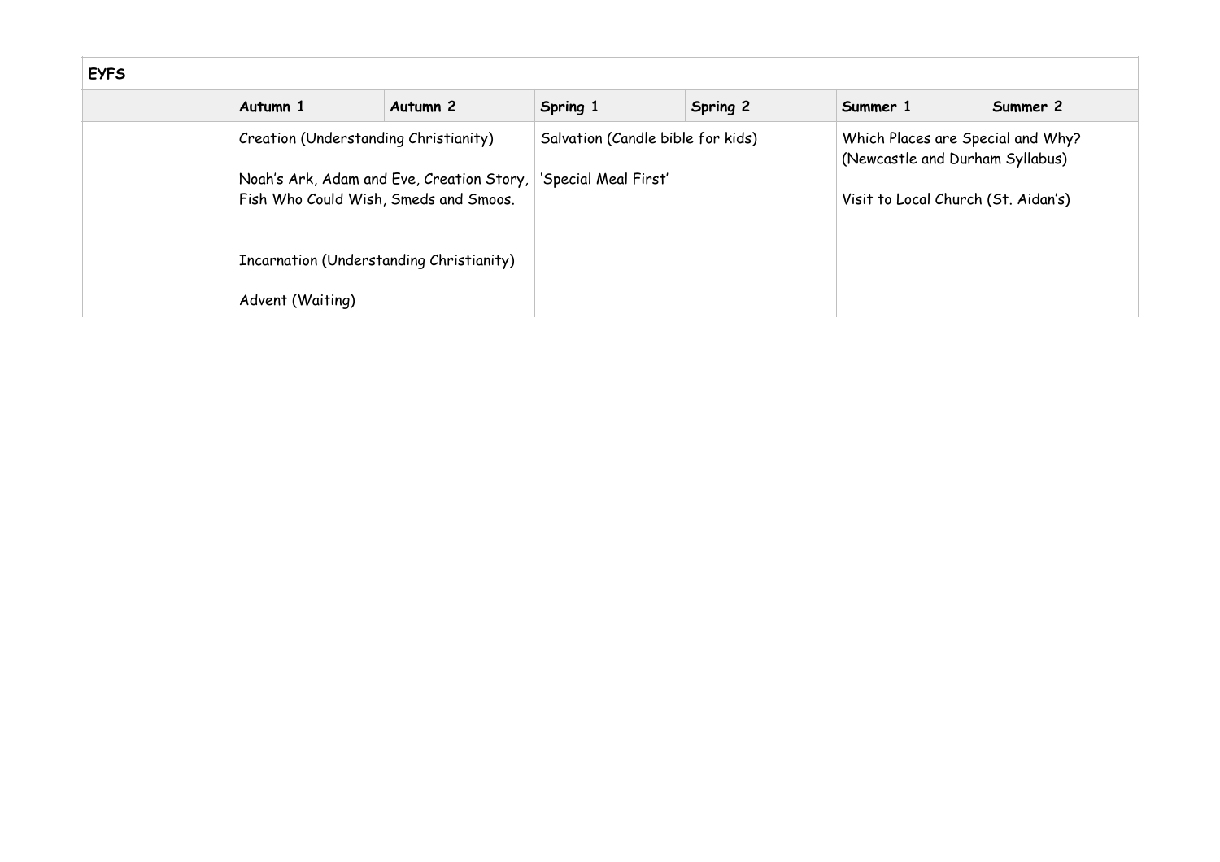| EYFS | | | | | | |
|---|---|---|---|---|---|---|
| | **Autumn 1** | **Autumn 2** | **Spring 1** | **Spring 2** | **Summer 1** | **Summer 2** |
| | Creation (Understanding Christianity)<br><br>Noah's Ark, Adam and Eve, Creation Story, Fish Who Could Wish, Smeds and Smoos.<br><br>Incarnation (Understanding Christianity)<br><br>Advent (Waiting) | | Salvation (Candle bible for kids)<br><br>'Special Meal First' | | Which Places are Special and Why? (Newcastle and Durham Syllabus)<br><br>Visit to Local Church (St. Aidan's) | |